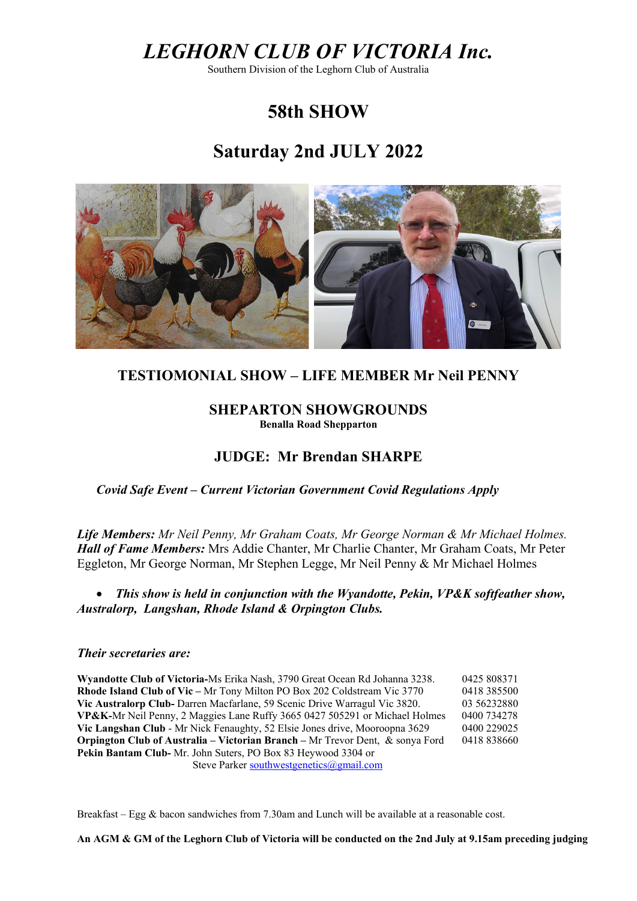# *LEGHORN CLUB OF VICTORIA Inc.*

Southern Division of the Leghorn Club of Australia

## 58th SHOW

## Saturday 2nd JULY 2022

### TESTIOMONIAL SHOW – LIFE MEMBER Mr Neil PENNY

### SHEPARTON SHOWGROUNDS

**Benalla Road Shepparton**

### JUDGE: Mr Brendan SHARPE

***Covid Safe Event – Current Victorian Government Covid Regulations Apply***

***Life Members:*** *Mr Neil Penny, Mr Graham Coats, Mr George Norman & Mr Michael Holmes.*
***Hall of Fame Members:*** Mrs Addie Chanter, Mr Charlie Chanter, Mr Graham Coats, Mr Peter Eggleton, Mr George Norman, Mr Stephen Legge, Mr Neil Penny & Mr Michael Holmes

- ***This show is held in conjunction with the Wyandotte, Pekin, VP&K softfeather show, Australorp, Langshan, Rhode Island & Orpington Clubs.***

***Their secretaries are:***

**Wyandotte Club of Victoria-**Ms Erika Nash, 3790 Great Ocean Rd Johanna 3238. 0425 808371
**Rhode Island Club of Vic –** Mr Tony Milton PO Box 202 Coldstream Vic 3770 0418 385500
**Vic Australorp Club-** Darren Macfarlane, 59 Scenic Drive Warragul Vic 3820. 03 56232880
**VP&K-**Mr Neil Penny, 2 Maggies Lane Ruffy 3665 0427 505291 or Michael Holmes 0400 734278
**Vic Langshan Club** - Mr Nick Fenaughty, 52 Elsie Jones drive, Mooroopna 3629 0400 229025
**Orpington Club of Australia – Victorian Branch –** Mr Trevor Dent, & sonya Ford 0418 838660
**Pekin Bantam Club-** Mr. John Suters, PO Box 83 Heywood 3304 or
Steve Parker southwestgenetics@gmail.com

Breakfast – Egg & bacon sandwiches from 7.30am and Lunch will be available at a reasonable cost.

**An AGM & GM of the Leghorn Club of Victoria will be conducted on the 2nd July at 9.15am preceding judging**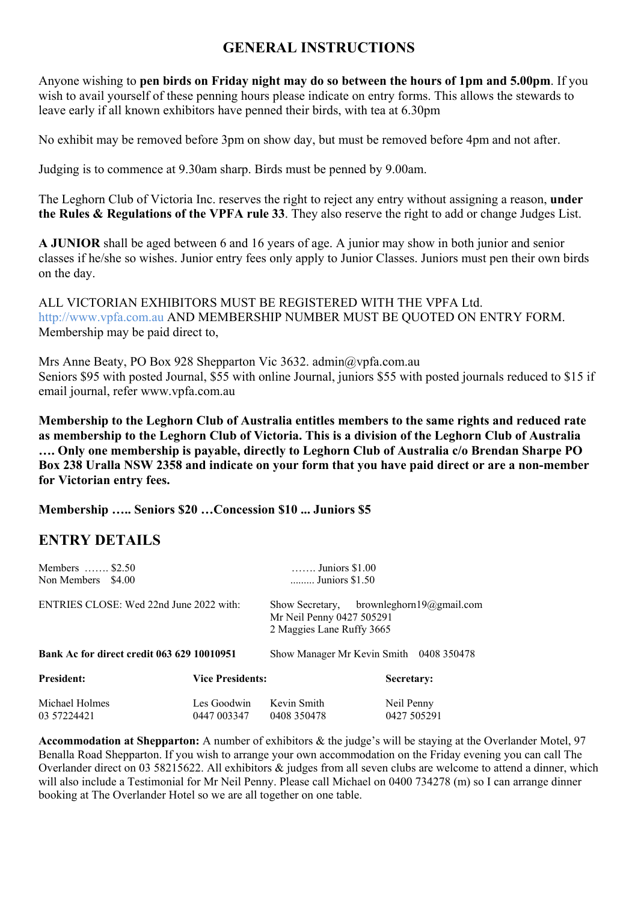## GENERAL INSTRUCTIONS

Anyone wishing to **pen birds on Friday night may do so between the hours of 1pm and 5.00pm**. If you wish to avail yourself of these penning hours please indicate on entry forms. This allows the stewards to leave early if all known exhibitors have penned their birds, with tea at 6.30pm

No exhibit may be removed before 3pm on show day, but must be removed before 4pm and not after.

Judging is to commence at 9.30am sharp. Birds must be penned by 9.00am.

The Leghorn Club of Victoria Inc. reserves the right to reject any entry without assigning a reason, **under the Rules & Regulations of the VPFA rule 33**. They also reserve the right to add or change Judges List.

**A JUNIOR** shall be aged between 6 and 16 years of age. A junior may show in both junior and senior classes if he/she so wishes. Junior entry fees only apply to Junior Classes. Juniors must pen their own birds on the day.

ALL VICTORIAN EXHIBITORS MUST BE REGISTERED WITH THE VPFA Ltd. http://www.vpfa.com.au AND MEMBERSHIP NUMBER MUST BE QUOTED ON ENTRY FORM. Membership may be paid direct to,

Mrs Anne Beaty, PO Box 928 Shepparton Vic 3632. admin@vpfa.com.au
Seniors $95 with posted Journal, $55 with online Journal, juniors $55 with posted journals reduced to $15 if email journal, refer www.vpfa.com.au

**Membership to the Leghorn Club of Australia entitles members to the same rights and reduced rate as membership to the Leghorn Club of Victoria. This is a division of the Leghorn Club of Australia …. Only one membership is payable, directly to Leghorn Club of Australia c/o Brendan Sharpe PO Box 238 Uralla NSW 2358 and indicate on your form that you have paid direct or are a non-member for Victorian entry fees.**

**Membership ….. Seniors $20 …Concession $10 ... Juniors $5**

## ENTRY DETAILS

Members ……. $2.50 ……. Juniors $1.00
Non Members $4.00 ......... Juniors $1.50

ENTRIES CLOSE: Wed 22nd June 2022 with: Show Secretary, brownleghorn19@gmail.com
Mr Neil Penny 0427 505291
2 Maggies Lane Ruffy 3665

**Bank Ac for direct credit 063 629 10010951** Show Manager Mr Kevin Smith 0408 350478

| **President:** | **Vice Presidents:** | | **Secretary:** |
|---|---|---|---|
| Michael Holmes | Les Goodwin | Kevin Smith | Neil Penny |
| 03 57224421 | 0447 003347 | 0408 350478 | 0427 505291 |

**Accommodation at Shepparton:** A number of exhibitors & the judge's will be staying at the Overlander Motel, 97 Benalla Road Shepparton. If you wish to arrange your own accommodation on the Friday evening you can call The Overlander direct on 03 58215622. All exhibitors & judges from all seven clubs are welcome to attend a dinner, which will also include a Testimonial for Mr Neil Penny. Please call Michael on 0400 734278 (m) so I can arrange dinner booking at The Overlander Hotel so we are all together on one table.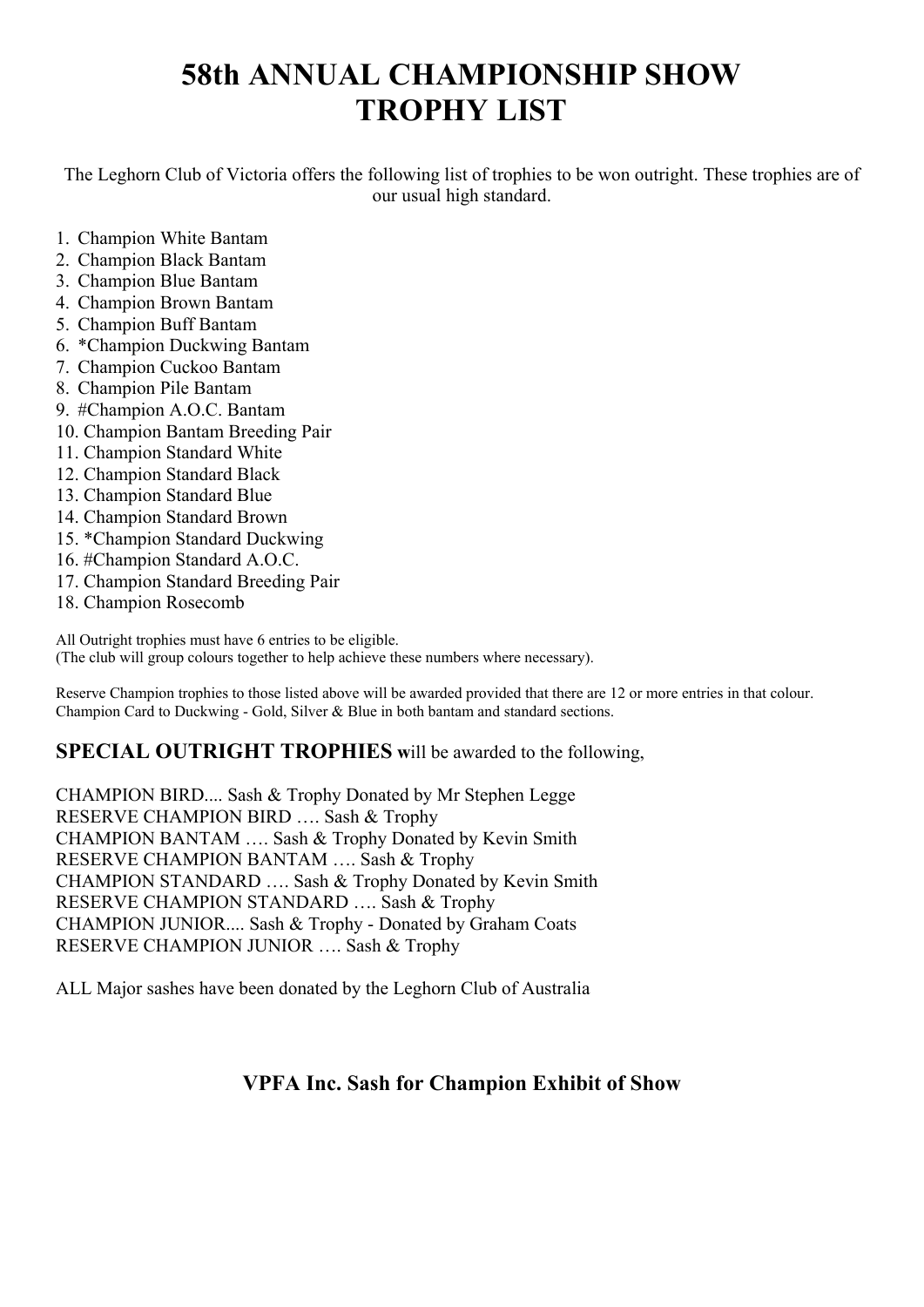# 58th ANNUAL CHAMPIONSHIP SHOW
# TROPHY LIST

The Leghorn Club of Victoria offers the following list of trophies to be won outright. These trophies are of our usual high standard.

1. Champion White Bantam
2. Champion Black Bantam
3. Champion Blue Bantam
4. Champion Brown Bantam
5. Champion Buff Bantam
6. *Champion Duckwing Bantam
7. Champion Cuckoo Bantam
8. Champion Pile Bantam
9. #Champion A.O.C. Bantam
10. Champion Bantam Breeding Pair
11. Champion Standard White
12. Champion Standard Black
13. Champion Standard Blue
14. Champion Standard Brown
15. *Champion Standard Duckwing
16. #Champion Standard A.O.C.
17. Champion Standard Breeding Pair
18. Champion Rosecomb

All Outright trophies must have 6 entries to be eligible.
(The club will group colours together to help achieve these numbers where necessary).

Reserve Champion trophies to those listed above will be awarded provided that there are 12 or more entries in that colour.
Champion Card to Duckwing - Gold, Silver & Blue in both bantam and standard sections.

**SPECIAL OUTRIGHT TROPHIES w**ill be awarded to the following,

CHAMPION BIRD.... Sash & Trophy Donated by Mr Stephen Legge
RESERVE CHAMPION BIRD …. Sash & Trophy
CHAMPION BANTAM …. Sash & Trophy Donated by Kevin Smith
RESERVE CHAMPION BANTAM …. Sash & Trophy
CHAMPION STANDARD …. Sash & Trophy Donated by Kevin Smith
RESERVE CHAMPION STANDARD …. Sash & Trophy
CHAMPION JUNIOR.... Sash & Trophy - Donated by Graham Coats
RESERVE CHAMPION JUNIOR …. Sash & Trophy

ALL Major sashes have been donated by the Leghorn Club of Australia

**VPFA Inc. Sash for Champion Exhibit of Show**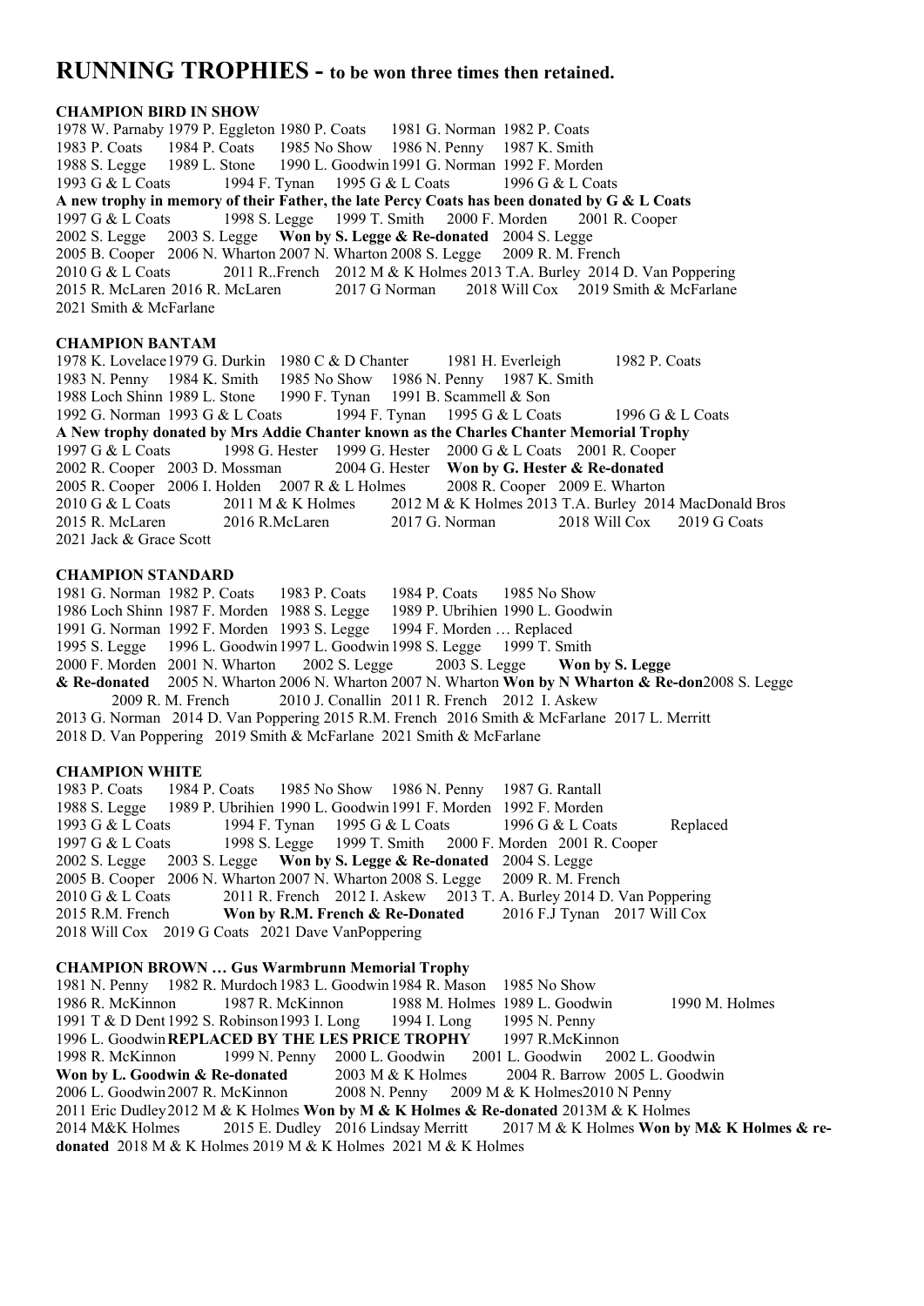# RUNNING TROPHIES - to be won three times then retained.

**CHAMPION BIRD IN SHOW**

1978 W. Parnaby 1979 P. Eggleton 1980 P. Coats 1981 G. Norman 1982 P. Coats
1983 P. Coats 1984 P. Coats 1985 No Show 1986 N. Penny 1987 K. Smith
1988 S. Legge 1989 L. Stone 1990 L. Goodwin 1991 G. Norman 1992 F. Morden
1993 G & L Coats 1994 F. Tynan 1995 G & L Coats 1996 G & L Coats
**A new trophy in memory of their Father, the late Percy Coats has been donated by G & L Coats**
1997 G & L Coats 1998 S. Legge 1999 T. Smith 2000 F. Morden 2001 R. Cooper
2002 S. Legge 2003 S. Legge **Won by S. Legge & Re-donated** 2004 S. Legge
2005 B. Cooper 2006 N. Wharton 2007 N. Wharton 2008 S. Legge 2009 R. M. French
2010 G & L Coats 2011 R..French 2012 M & K Holmes 2013 T.A. Burley 2014 D. Van Poppering
2015 R. McLaren 2016 R. McLaren 2017 G Norman 2018 Will Cox 2019 Smith & McFarlane
2021 Smith & McFarlane

**CHAMPION BANTAM**

1978 K. Lovelace 1979 G. Durkin 1980 C & D Chanter 1981 H. Everleigh 1982 P. Coats
1983 N. Penny 1984 K. Smith 1985 No Show 1986 N. Penny 1987 K. Smith
1988 Loch Shinn 1989 L. Stone 1990 F. Tynan 1991 B. Scammell & Son
1992 G. Norman 1993 G & L Coats 1994 F. Tynan 1995 G & L Coats 1996 G & L Coats
**A New trophy donated by Mrs Addie Chanter known as the Charles Chanter Memorial Trophy**
1997 G & L Coats 1998 G. Hester 1999 G. Hester 2000 G & L Coats 2001 R. Cooper
2002 R. Cooper 2003 D. Mossman 2004 G. Hester **Won by G. Hester & Re-donated**
2005 R. Cooper 2006 I. Holden 2007 R & L Holmes 2008 R. Cooper 2009 E. Wharton
2010 G & L Coats 2011 M & K Holmes 2012 M & K Holmes 2013 T.A. Burley 2014 MacDonald Bros
2015 R. McLaren 2016 R.McLaren 2017 G. Norman 2018 Will Cox 2019 G Coats
2021 Jack & Grace Scott

**CHAMPION STANDARD**

1981 G. Norman 1982 P. Coats 1983 P. Coats 1984 P. Coats 1985 No Show
1986 Loch Shinn 1987 F. Morden 1988 S. Legge 1989 P. Ubrihien 1990 L. Goodwin
1991 G. Norman 1992 F. Morden 1993 S. Legge 1994 F. Morden … Replaced
1995 S. Legge 1996 L. Goodwin 1997 L. Goodwin 1998 S. Legge 1999 T. Smith
2000 F. Morden 2001 N. Wharton 2002 S. Legge 2003 S. Legge **Won by S. Legge & Re-donated** 2005 N. Wharton 2006 N. Wharton 2007 N. Wharton **Won by N Wharton & Re-don**2008 S. Legge
2009 R. M. French 2010 J. Conallin 2011 R. French 2012 I. Askew
2013 G. Norman 2014 D. Van Poppering 2015 R.M. French 2016 Smith & McFarlane 2017 L. Merritt
2018 D. Van Poppering 2019 Smith & McFarlane 2021 Smith & McFarlane

**CHAMPION WHITE**

1983 P. Coats 1984 P. Coats 1985 No Show 1986 N. Penny 1987 G. Rantall
1988 S. Legge 1989 P. Ubrihien 1990 L. Goodwin 1991 F. Morden 1992 F. Morden
1993 G & L Coats 1994 F. Tynan 1995 G & L Coats 1996 G & L Coats Replaced
1997 G & L Coats 1998 S. Legge 1999 T. Smith 2000 F. Morden 2001 R. Cooper
2002 S. Legge 2003 S. Legge **Won by S. Legge & Re-donated** 2004 S. Legge
2005 B. Cooper 2006 N. Wharton 2007 N. Wharton 2008 S. Legge 2009 R. M. French
2010 G & L Coats 2011 R. French 2012 I. Askew 2013 T. A. Burley 2014 D. Van Poppering
2015 R.M. French **Won by R.M. French & Re-Donated** 2016 F.J Tynan 2017 Will Cox
2018 Will Cox 2019 G Coats 2021 Dave VanPoppering

**CHAMPION BROWN … Gus Warmbrunn Memorial Trophy**

1981 N. Penny 1982 R. Murdoch 1983 L. Goodwin 1984 R. Mason 1985 No Show
1986 R. McKinnon 1987 R. McKinnon 1988 M. Holmes 1989 L. Goodwin 1990 M. Holmes
1991 T & D Dent 1992 S. Robinson 1993 I. Long 1994 I. Long 1995 N. Penny
1996 L. Goodwin **REPLACED BY THE LES PRICE TROPHY** 1997 R.McKinnon
1998 R. McKinnon 1999 N. Penny 2000 L. Goodwin 2001 L. Goodwin 2002 L. Goodwin
**Won by L. Goodwin & Re-donated** 2003 M & K Holmes 2004 R. Barrow 2005 L. Goodwin
2006 L. Goodwin 2007 R. McKinnon 2008 N. Penny 2009 M & K Holmes2010 N Penny
2011 Eric Dudley 2012 M & K Holmes **Won by M & K Holmes & Re-donated** 2013M & K Holmes
2014 M&K Holmes 2015 E. Dudley 2016 Lindsay Merritt 2017 M & K Holmes **Won by M& K Holmes & re-donated** 2018 M & K Holmes 2019 M & K Holmes 2021 M & K Holmes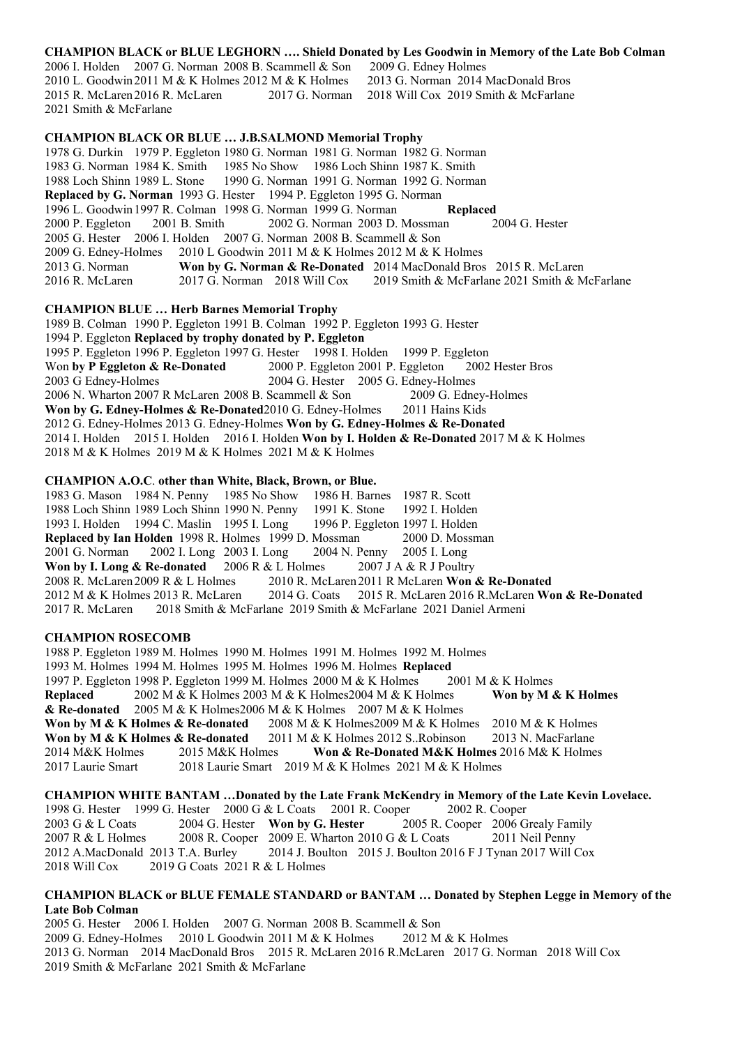**CHAMPION BLACK or BLUE LEGHORN …. Shield Donated by Les Goodwin in Memory of the Late Bob Colman**
2006 I. Holden 2007 G. Norman 2008 B. Scammell & Son 2009 G. Edney Holmes
2010 L. Goodwin 2011 M & K Holmes 2012 M & K Holmes 2013 G. Norman 2014 MacDonald Bros
2015 R. McLaren 2016 R. McLaren 2017 G. Norman 2018 Will Cox 2019 Smith & McFarlane
2021 Smith & McFarlane

**CHAMPION BLACK OR BLUE … J.B.SALMOND Memorial Trophy**
1978 G. Durkin 1979 P. Eggleton 1980 G. Norman 1981 G. Norman 1982 G. Norman
1983 G. Norman 1984 K. Smith 1985 No Show 1986 Loch Shinn 1987 K. Smith
1988 Loch Shinn 1989 L. Stone 1990 G. Norman 1991 G. Norman 1992 G. Norman
**Replaced by G. Norman** 1993 G. Hester 1994 P. Eggleton 1995 G. Norman
1996 L. Goodwin 1997 R. Colman 1998 G. Norman 1999 G. Norman **Replaced**
2000 P. Eggleton 2001 B. Smith 2002 G. Norman 2003 D. Mossman 2004 G. Hester
2005 G. Hester 2006 I. Holden 2007 G. Norman 2008 B. Scammell & Son
2009 G. Edney-Holmes 2010 L Goodwin 2011 M & K Holmes 2012 M & K Holmes
2013 G. Norman **Won by G. Norman & Re-Donated** 2014 MacDonald Bros 2015 R. McLaren
2016 R. McLaren 2017 G. Norman 2018 Will Cox 2019 Smith & McFarlane 2021 Smith & McFarlane

**CHAMPION BLUE … Herb Barnes Memorial Trophy**
1989 B. Colman 1990 P. Eggleton 1991 B. Colman 1992 P. Eggleton 1993 G. Hester
1994 P. Eggleton **Replaced by trophy donated by P. Eggleton**
1995 P. Eggleton 1996 P. Eggleton 1997 G. Hester 1998 I. Holden 1999 P. Eggleton
Won **by P Eggleton & Re-Donated** 2000 P. Eggleton 2001 P. Eggleton 2002 Hester Bros
2003 G Edney-Holmes 2004 G. Hester 2005 G. Edney-Holmes
2006 N. Wharton 2007 R McLaren 2008 B. Scammell & Son 2009 G. Edney-Holmes
**Won by G. Edney-Holmes & Re-Donated** 2010 G. Edney-Holmes 2011 Hains Kids
2012 G. Edney-Holmes 2013 G. Edney-Holmes **Won by G. Edney-Holmes & Re-Donated**
2014 I. Holden 2015 I. Holden 2016 I. Holden **Won by I. Holden & Re-Donated** 2017 M & K Holmes
2018 M & K Holmes 2019 M & K Holmes 2021 M & K Holmes

**CHAMPION A.O.C. other than White, Black, Brown, or Blue.**
1983 G. Mason 1984 N. Penny 1985 No Show 1986 H. Barnes 1987 R. Scott
1988 Loch Shinn 1989 Loch Shinn 1990 N. Penny 1991 K. Stone 1992 I. Holden
1993 I. Holden 1994 C. Maslin 1995 I. Long 1996 P. Eggleton 1997 I. Holden
**Replaced by Ian Holden** 1998 R. Holmes 1999 D. Mossman 2000 D. Mossman
2001 G. Norman 2002 I. Long 2003 I. Long 2004 N. Penny 2005 I. Long
**Won by I. Long & Re-donated** 2006 R & L Holmes 2007 J A & R J Poultry
2008 R. McLaren 2009 R & L Holmes 2010 R. McLaren 2011 R McLaren **Won & Re-Donated**
2012 M & K Holmes 2013 R. McLaren 2014 G. Coats 2015 R. McLaren 2016 R.McLaren **Won & Re-Donated**
2017 R. McLaren 2018 Smith & McFarlane 2019 Smith & McFarlane 2021 Daniel Armeni

**CHAMPION ROSECOMB**
1988 P. Eggleton 1989 M. Holmes 1990 M. Holmes 1991 M. Holmes 1992 M. Holmes
1993 M. Holmes 1994 M. Holmes 1995 M. Holmes 1996 M. Holmes **Replaced**
1997 P. Eggleton 1998 P. Eggleton 1999 M. Holmes 2000 M & K Holmes 2001 M & K Holmes
**Replaced** 2002 M & K Holmes 2003 M & K Holmes 2004 M & K Holmes **Won by M & K Holmes & Re-donated** 2005 M & K Holmes 2006 M & K Holmes 2007 M & K Holmes
**Won by M & K Holmes & Re-donated** 2008 M & K Holmes 2009 M & K Holmes 2010 M & K Holmes
**Won by M & K Holmes & Re-donated** 2011 M & K Holmes 2012 S..Robinson 2013 N. MacFarlane
2014 M&K Holmes 2015 M&K Holmes **Won & Re-Donated M&K Holmes** 2016 M& K Holmes
2017 Laurie Smart 2018 Laurie Smart 2019 M & K Holmes 2021 M & K Holmes

**CHAMPION WHITE BANTAM …Donated by the Late Frank McKendry in Memory of the Late Kevin Lovelace.**
1998 G. Hester 1999 G. Hester 2000 G & L Coats 2001 R. Cooper 2002 R. Cooper
2003 G & L Coats 2004 G. Hester **Won by G. Hester** 2005 R. Cooper 2006 Grealy Family
2007 R & L Holmes 2008 R. Cooper 2009 E. Wharton 2010 G & L Coats 2011 Neil Penny
2012 A.MacDonald 2013 T.A. Burley 2014 J. Boulton 2015 J. Boulton 2016 F J Tynan 2017 Will Cox
2018 Will Cox 2019 G Coats 2021 R & L Holmes

**CHAMPION BLACK or BLUE FEMALE STANDARD or BANTAM … Donated by Stephen Legge in Memory of the Late Bob Colman**
2005 G. Hester 2006 I. Holden 2007 G. Norman 2008 B. Scammell & Son
2009 G. Edney-Holmes 2010 L Goodwin 2011 M & K Holmes 2012 M & K Holmes
2013 G. Norman 2014 MacDonald Bros 2015 R. McLaren 2016 R.McLaren 2017 G. Norman 2018 Will Cox
2019 Smith & McFarlane 2021 Smith & McFarlane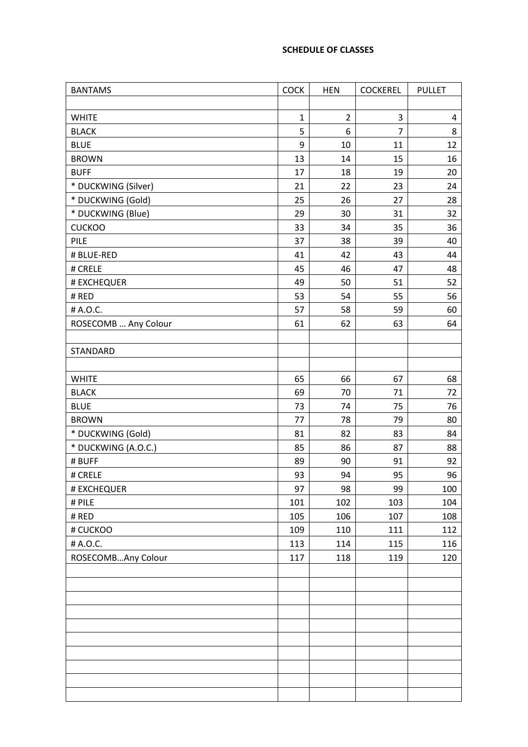**SCHEDULE OF CLASSES**

| BANTAMS | COCK | HEN | COCKEREL | PULLET |
|---|---|---|---|---|
| | | | | |
| WHITE | 1 | 2 | 3 | 4 |
| BLACK | 5 | 6 | 7 | 8 |
| BLUE | 9 | 10 | 11 | 12 |
| BROWN | 13 | 14 | 15 | 16 |
| BUFF | 17 | 18 | 19 | 20 |
| * DUCKWING (Silver) | 21 | 22 | 23 | 24 |
| * DUCKWING (Gold) | 25 | 26 | 27 | 28 |
| * DUCKWING (Blue) | 29 | 30 | 31 | 32 |
| CUCKOO | 33 | 34 | 35 | 36 |
| PILE | 37 | 38 | 39 | 40 |
| # BLUE-RED | 41 | 42 | 43 | 44 |
| # CRELE | 45 | 46 | 47 | 48 |
| # EXCHEQUER | 49 | 50 | 51 | 52 |
| # RED | 53 | 54 | 55 | 56 |
| # A.O.C. | 57 | 58 | 59 | 60 |
| ROSECOMB … Any Colour | 61 | 62 | 63 | 64 |
| | | | | |
| STANDARD | | | | |
| | | | | |
| WHITE | 65 | 66 | 67 | 68 |
| BLACK | 69 | 70 | 71 | 72 |
| BLUE | 73 | 74 | 75 | 76 |
| BROWN | 77 | 78 | 79 | 80 |
| * DUCKWING (Gold) | 81 | 82 | 83 | 84 |
| * DUCKWING (A.O.C.) | 85 | 86 | 87 | 88 |
| # BUFF | 89 | 90 | 91 | 92 |
| # CRELE | 93 | 94 | 95 | 96 |
| # EXCHEQUER | 97 | 98 | 99 | 100 |
| # PILE | 101 | 102 | 103 | 104 |
| # RED | 105 | 106 | 107 | 108 |
| # CUCKOO | 109 | 110 | 111 | 112 |
| # A.O.C. | 113 | 114 | 115 | 116 |
| ROSECOMB…Any Colour | 117 | 118 | 119 | 120 |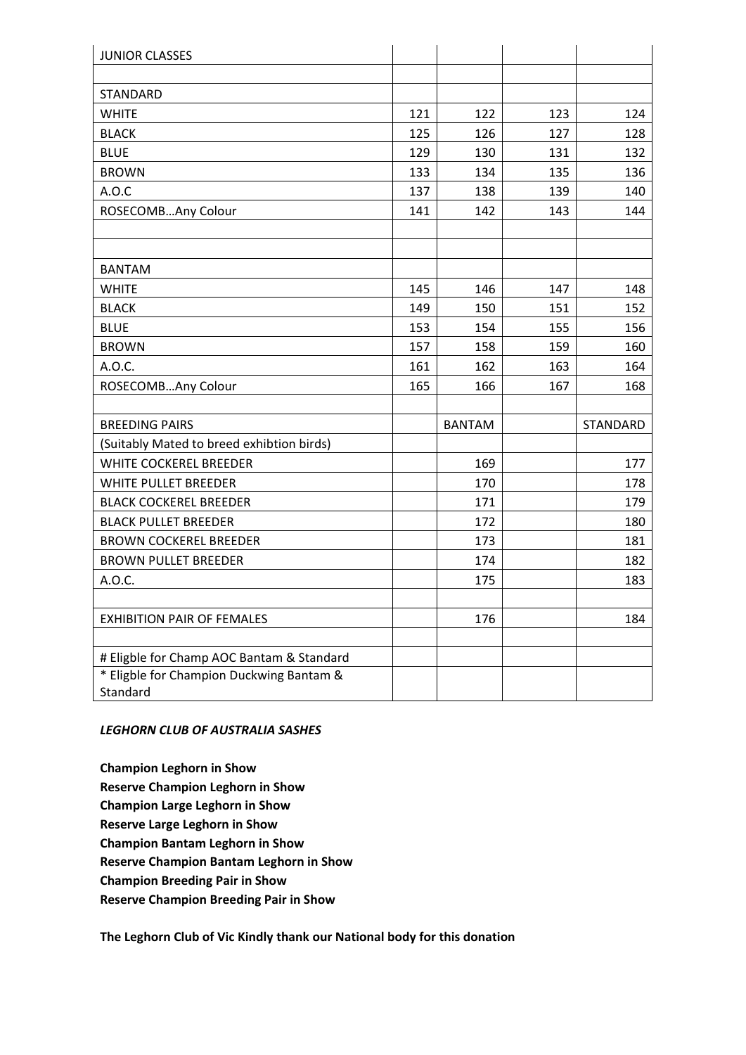| JUNIOR CLASSES | | | | |
|---|---|---|---|---|
| | | | | |
| STANDARD | | | | |
| WHITE | 121 | 122 | 123 | 124 |
| BLACK | 125 | 126 | 127 | 128 |
| BLUE | 129 | 130 | 131 | 132 |
| BROWN | 133 | 134 | 135 | 136 |
| A.O.C | 137 | 138 | 139 | 140 |
| ROSECOMB…Any Colour | 141 | 142 | 143 | 144 |
| | | | | |
| | | | | |
| BANTAM | | | | |
| WHITE | 145 | 146 | 147 | 148 |
| BLACK | 149 | 150 | 151 | 152 |
| BLUE | 153 | 154 | 155 | 156 |
| BROWN | 157 | 158 | 159 | 160 |
| A.O.C. | 161 | 162 | 163 | 164 |
| ROSECOMB…Any Colour | 165 | 166 | 167 | 168 |
| | | | | |
| BREEDING PAIRS | | BANTAM | | STANDARD |
| (Suitably Mated to breed exhibtion birds) | | | | |
| WHITE COCKEREL BREEDER | | 169 | | 177 |
| WHITE PULLET BREEDER | | 170 | | 178 |
| BLACK COCKEREL BREEDER | | 171 | | 179 |
| BLACK PULLET BREEDER | | 172 | | 180 |
| BROWN COCKEREL BREEDER | | 173 | | 181 |
| BROWN PULLET BREEDER | | 174 | | 182 |
| A.O.C. | | 175 | | 183 |
| | | | | |
| EXHIBITION PAIR OF FEMALES | | 176 | | 184 |
| | | | | |
| # Eligble for Champ AOC Bantam & Standard | | | | |
| * Eligble for Champion Duckwing Bantam & Standard | | | | |

***LEGHORN CLUB OF AUSTRALIA SASHES***

**Champion Leghorn in Show**
**Reserve Champion Leghorn in Show**
**Champion Large Leghorn in Show**
**Reserve Large Leghorn in Show**
**Champion Bantam Leghorn in Show**
**Reserve Champion Bantam Leghorn in Show**
**Champion Breeding Pair in Show**
**Reserve Champion Breeding Pair in Show**

**The Leghorn Club of Vic Kindly thank our National body for this donation**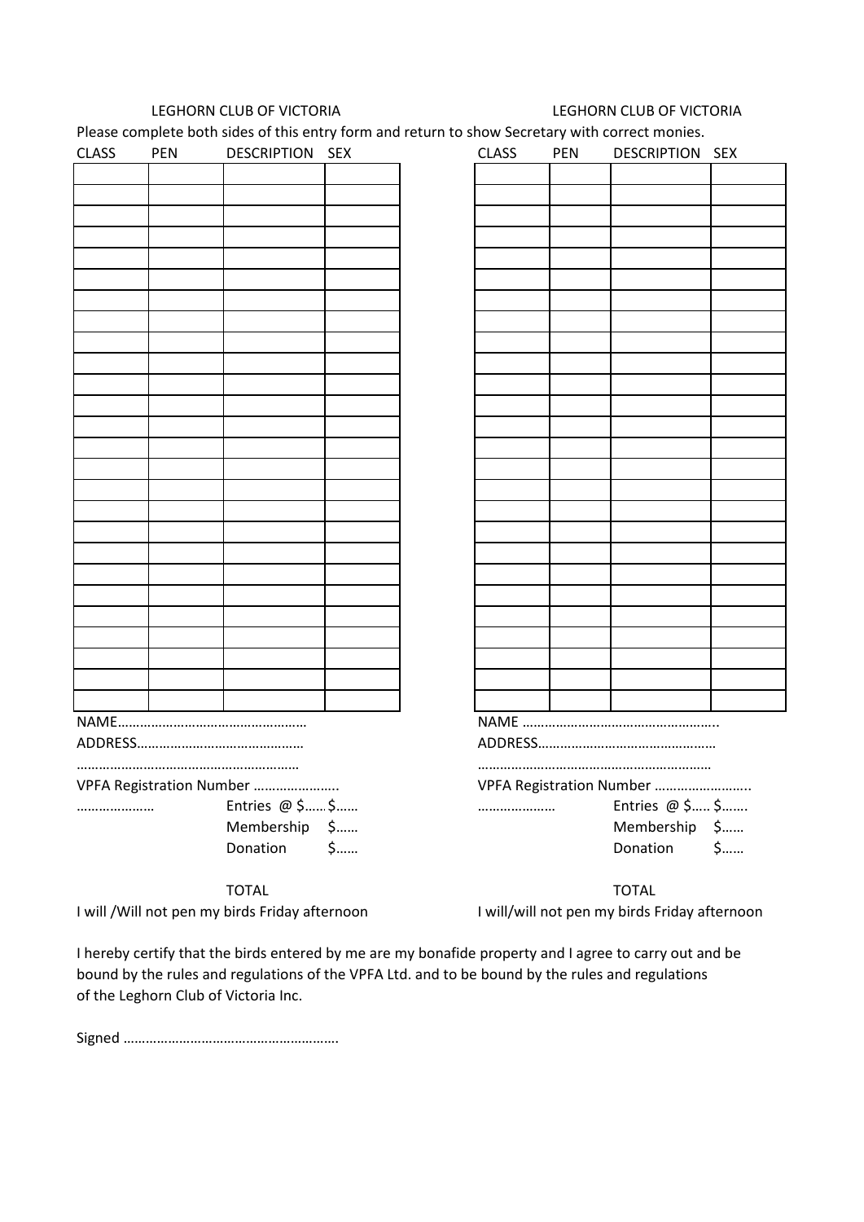LEGHORN CLUB OF VICTORIA

Please complete both sides of this entry form and return to show Secretary with correct monies.

| CLASS | PEN | DESCRIPTION | SEX |
|---|---|---|---|
| | | | |
| | | | |
| | | | |
| | | | |
| | | | |
| | | | |
| | | | |
| | | | |
| | | | |
| | | | |
| | | | |
| | | | |
| | | | |
| | | | |
| | | | |
| | | | |
| | | | |
| | | | |
| | | | |
| | | | |
| | | | |
| | | | |
| | | | |
| | | | |
| | | | |
| | | | |
| | | | |

NAME……………………………………………

ADDRESS………………………………………

……………………………………………………

VPFA Registration Number …………………..

………………… Entries @ $…… $……

Membership $……

Donation $……

TOTAL

I will /Will not pen my birds Friday afternoon

LEGHORN CLUB OF VICTORIA

| CLASS | PEN | DESCRIPTION | SEX |
|---|---|---|---|
| | | | |
| | | | |
| | | | |
| | | | |
| | | | |
| | | | |
| | | | |
| | | | |
| | | | |
| | | | |
| | | | |
| | | | |
| | | | |
| | | | |
| | | | |
| | | | |
| | | | |
| | | | |
| | | | |
| | | | |
| | | | |
| | | | |
| | | | |
| | | | |
| | | | |
| | | | |
| | | | |

NAME ……………………………………………..

ADDRESS…………………………………………

……………………………………………………

VPFA Registration Number ……………………..

………………… Entries @ $….. $…….

Membership $……

Donation $……

TOTAL

I will/will not pen my birds Friday afternoon

I hereby certify that the birds entered by me are my bonafide property and I agree to carry out and be bound by the rules and regulations of the VPFA Ltd. and to be bound by the rules and regulations of the Leghorn Club of Victoria Inc.

Signed ………………………………………………….